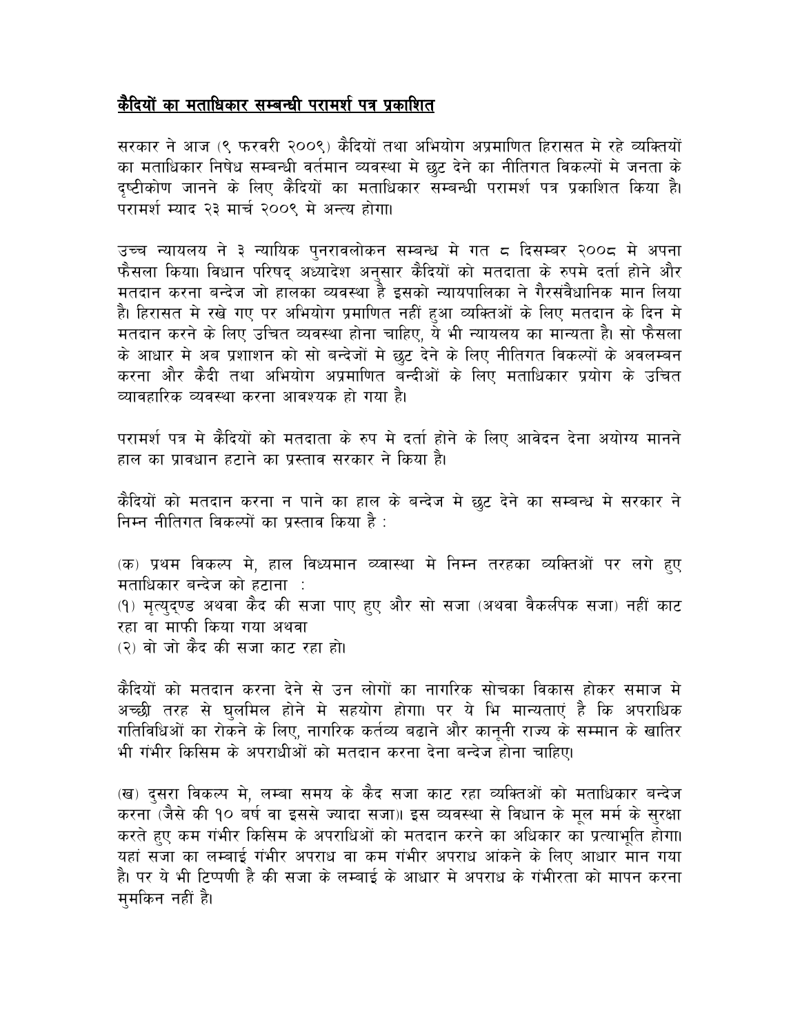# कैदियों का मताधिकार सम्बन्धी परामर्श पत्र प्रकाशित

सरकार ने आज (९ फरवरी २००९) कैदियों तथा अभियोग अप्रमाणित हिरासत मे रहे व्यक्तियों का मताधिकार निषेध सम्बन्धी वर्तमान व्यवस्था मे छुट देने का नीतिगत विकल्पों मे जनता के दृष्टीकोण जानने के लिए कैदियों का मताधिकार सम्बन्धी परामर्श पत्र प्रकाशित किया है। परामर्श म्याद २३ मार्च २००९ मे अन्त्य होगा।

उच्च न्यायलय ने ३ न्यायिक पुनरावलोकन सम्बन्ध मे गत ८ दिसम्बर २००८ मे अपना फैसला किया। विधान परिषद् अध्यादेश अनुसार कैदियों को मतदाता के रुपमे दर्ता होने और मतदान करना बन्देज जो हालका व्यवस्था है इसको न्यायपालिका ने गैरसंवैधानिक मान लिया है। हिरासत मे रखे गए पर अभियोग प्रमाणित नहीं हुआ व्यक्तिओं के लिए मतदान के दिन मे मतदान करने के लिए उचित व्यवस्था होना चाहिए, ये भी न्यायलय का मान्यता है। सो फैसला के आधार मे अब प्रशासन को सो बन्देजों मे छुट देने के लिए नीतिगत विकल्पों के अवलम्बन करना और कैदी तथा अभियोग अप्रमाणित बन्दीओं के लिए मताधिकार प्रयोग के उचित व्यावहारिक व्यवस्था करना आवश्यक हो गया है।

परामर्श पत्र मे कैदियों को मतदाता के रुप मे दर्ता होने के लिए आवेदन देना अयोग्य मानने हाल का प्रावधान हटाने का प्रस्ताव सरकार ने किया है।

कैदियों को मतदान करना न पाने का हाल के बन्देज मे छुट देने का सम्बन्ध मे सरकार ने निम्न नीतिगत विकल्पों का प्रस्ताव किया है :

(क) प्रथम विकल्प मे, हाल विध्यमान व्वास्था मे निम्न तरहका व्यक्तिओं पर लगे हुए मताधिकार बन्देज को हटाना :
(१) मृत्युद्ण्ड अथवा कैद की सजा पाए हुए और सो सजा (अथवा वैकलपिक सजा) नहीं काट रहा वा माफी किया गया अथवा
(२) वो जो कैद की सजा काट रहा हो।

कैदियों को मतदान करना देने से उन लोगों का नागरिक सोचका विकास होकर समाज मे अच्छी तरह से घुलमिल होने मे सहयोग होगा। पर ये भि मान्यताएं है कि अपराधिक गतिविधिओं का रोकने के लिए, नागरिक कर्तव्य बढाने और कानूनी राज्य के सम्मान के खातिर भी गंभीर किसिम के अपराधीओं को मतदान करना देना बन्देज होना चाहिए।

(ख) दुसरा विकल्प मे, लम्बा समय के कैद सजा काट रहा व्यक्तिओं को मताधिकार बन्देज करना (जैसे की १० बर्ष वा इससे ज्यादा सजा)। इस व्यवस्था से विधान के मूल मर्म के सुरक्षा करते हुए कम गंभीर किसिम के अपराधिओं को मतदान करने का अधिकार का प्रत्याभूति होगा। यहां सजा का लम्बाई गंभीर अपराध वा कम गंभीर अपराध आंकने के लिए आधार मान गया है। पर ये भी टिप्पणी है की सजा के लम्बाई के आधार मे अपराध के गंभीरता को मापन करना मुमकिन नहीं है।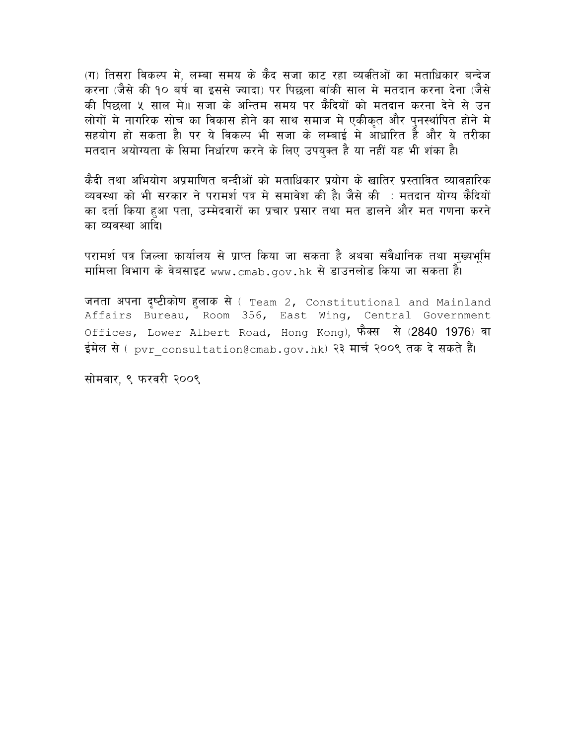(ग) तिसरा विकल्प मे, लम्बा समय के कैद सजा काट रहा व्यक्तिओं का मताधिकार बन्देज करना (जैसे की १० बर्ष वा इससे ज्यादा) पर पिछला बांकी साल मे मतदान करना देना (जैसे की पिछला ५ साल मे)। सजा के अन्तिम समय पर कैदियों को मतदान करना देने से उन लोगों मे नागरिक सोच का विकास होने का साथ समाज मे एकीकृत और पुनर्स्थापित होने मे सहयोग हो सकता है। पर ये विकल्प भी सजा के लम्बाई मे आधारित है और ये तरीका मतदान अयोग्यता के सिमा निर्धारण करने के लिए उपयुक्त है या नहीं यह भी शंका है।

कैदी तथा अभियोग अप्रमाणित बन्दीओं को मताधिकार प्रयोग के खातिर प्रस्तावित व्यावहारिक व्यवस्था को भी सरकार ने परामर्श पत्र मे समावेश की है। जैसे की : मतदान योग्य कैदियों का दर्ता किया हुआ पता, उम्मेदवारों का प्रचार प्रसार तथा मत डालने और मत गणना करने का व्यवस्था आदि।

परामर्श पत्र जिल्ला कार्यालय से प्राप्त किया जा सकता है अथवा संवैधानिक तथा मुख्यभूमि मामिला विभाग के वेबसाइट www.cmab.gov.hk से डाउनलोड किया जा सकता है।

जनता अपना दृष्टीकोण हुलाक से ( Team 2, Constitutional and Mainland Affairs Bureau, Room 356, East Wing, Central Government Offices, Lower Albert Road, Hong Kong), फैक्स से (2840 1976) वा ईमेल से ( pvr_consultation@cmab.gov.hk) २३ मार्च २००९ तक दे सकते हैं।

सोमवार, ९ फरवरी २००९